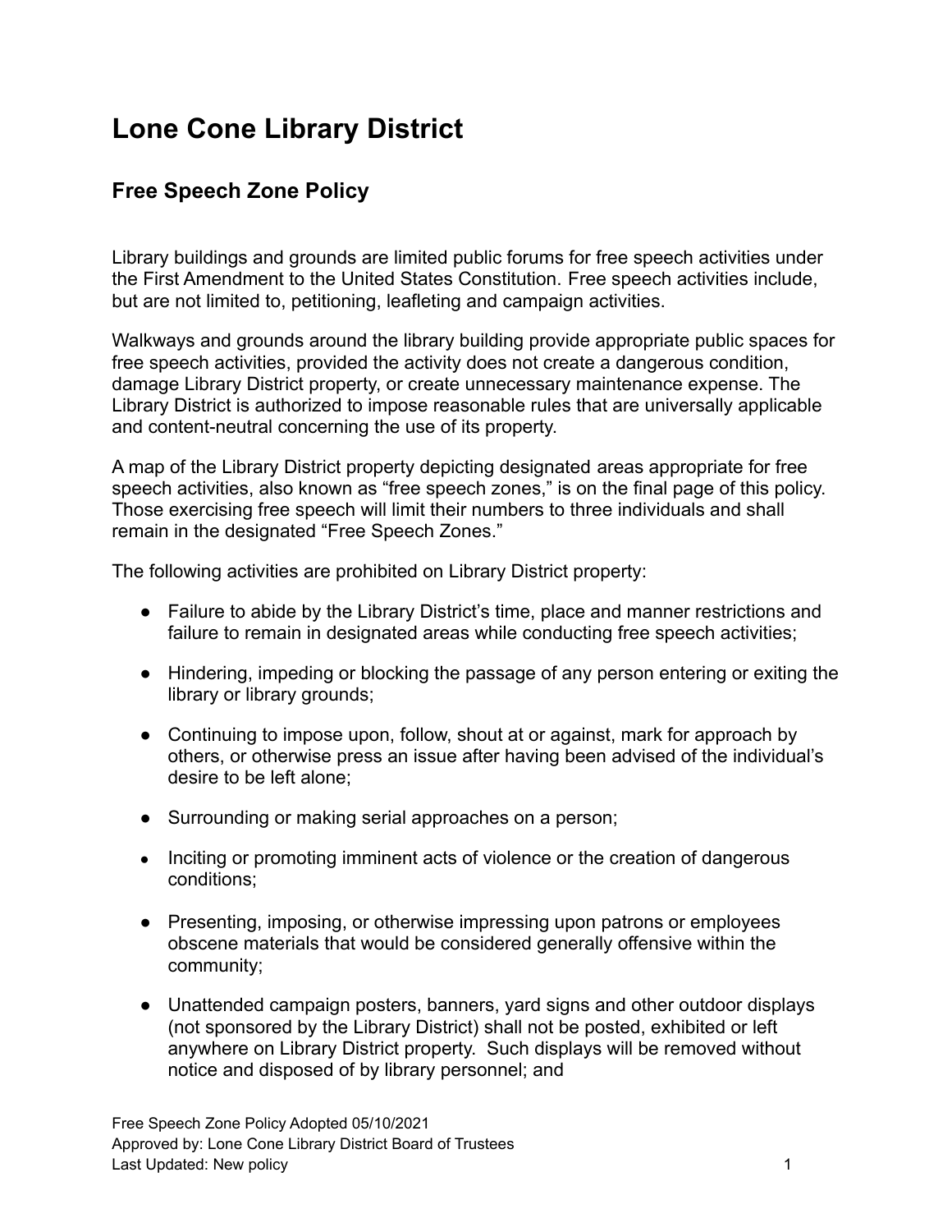# Lone Cone Library District

## Free Speech Zone Policy

Library buildings and grounds are limited public forums for free speech activities under the First Amendment to the United States Constitution. Free speech activities include, but are not limited to, petitioning, leafleting and campaign activities.

Walkways and grounds around the library building provide appropriate public spaces for free speech activities, provided the activity does not create a dangerous condition, damage Library District property, or create unnecessary maintenance expense. The Library District is authorized to impose reasonable rules that are universally applicable and content-neutral concerning the use of its property.

A map of the Library District property depicting designated areas appropriate for free speech activities, also known as "free speech zones," is on the final page of this policy. Those exercising free speech will limit their numbers to three individuals and shall remain in the designated "Free Speech Zones."

The following activities are prohibited on Library District property:

- Failure to abide by the Library District's time, place and manner restrictions and failure to remain in designated areas while conducting free speech activities;
- Hindering, impeding or blocking the passage of any person entering or exiting the library or library grounds;
- Continuing to impose upon, follow, shout at or against, mark for approach by others, or otherwise press an issue after having been advised of the individual's desire to be left alone;
- Surrounding or making serial approaches on a person;
- Inciting or promoting imminent acts of violence or the creation of dangerous conditions;
- Presenting, imposing, or otherwise impressing upon patrons or employees obscene materials that would be considered generally offensive within the community;
- Unattended campaign posters, banners, yard signs and other outdoor displays (not sponsored by the Library District) shall not be posted, exhibited or left anywhere on Library District property. Such displays will be removed without notice and disposed of by library personnel; and

Free Speech Zone Policy Adopted 05/10/2021
Approved by: Lone Cone Library District Board of Trustees
Last Updated: New policy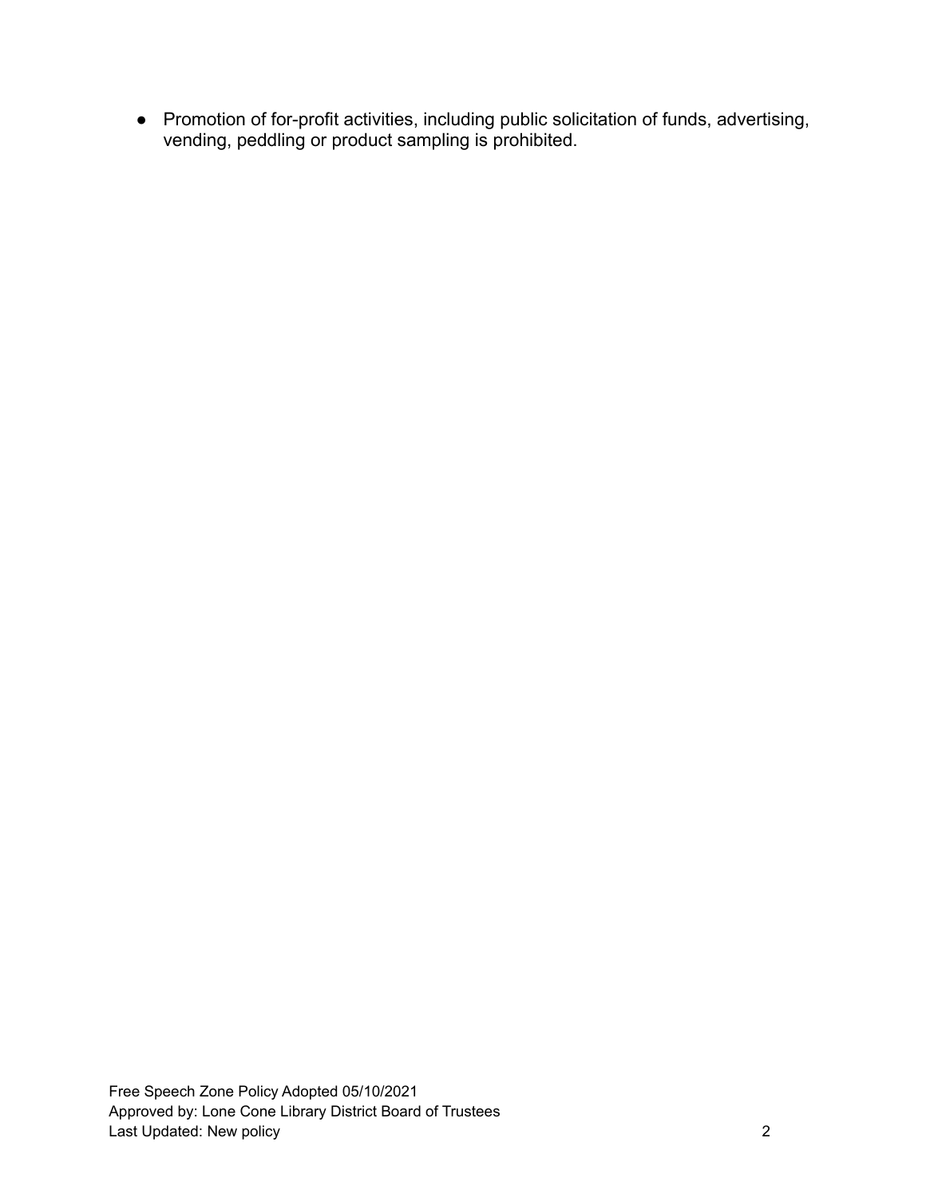- Promotion of for-profit activities, including public solicitation of funds, advertising, vending, peddling or product sampling is prohibited.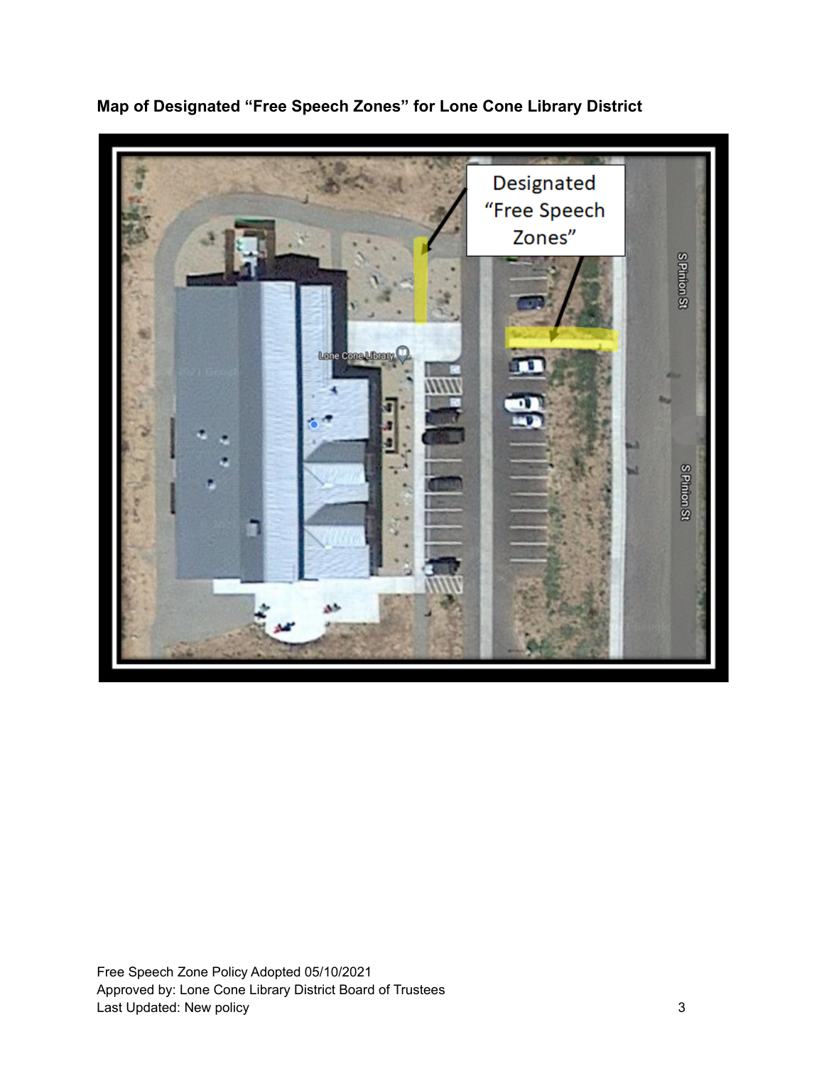**Map of Designated "Free Speech Zones" for Lone Cone Library District**

Designated "Free Speech Zones"

S Pinion St

Lone Cone Library

S Pinion St

Free Speech Zone Policy Adopted 05/10/2021
Approved by: Lone Cone Library District Board of Trustees
Last Updated: New policy